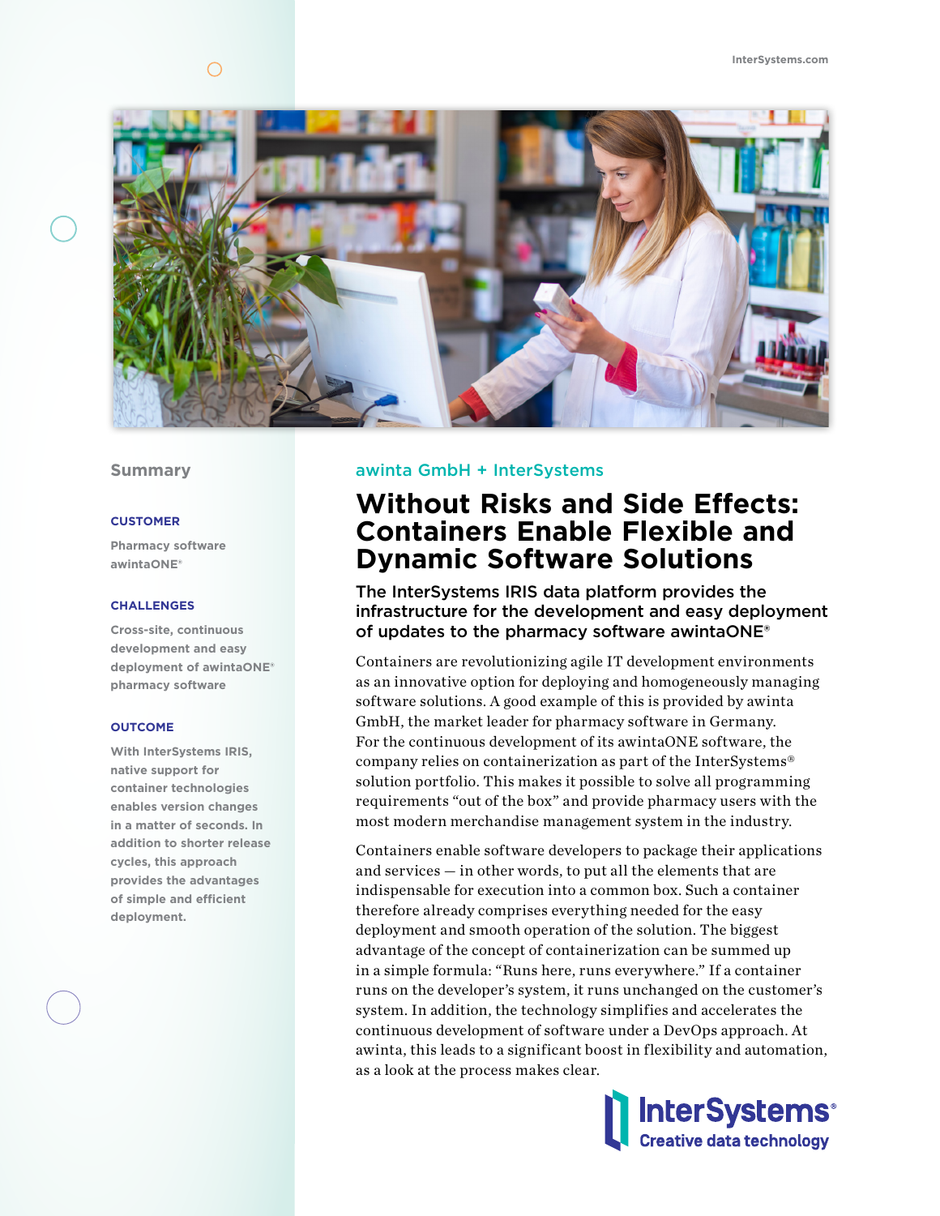## Summary

**CUSTOMER**

Pharmacy software awintaONE®

**CHALLENGES**

Cross-site, continuous development and easy deployment of awintaONE® pharmacy software

**OUTCOME**

With InterSystems IRIS, native support for container technologies enables version changes in a matter of seconds. In addition to shorter release cycles, this approach provides the advantages of simple and efficient deployment.

awinta GmbH + InterSystems

# Without Risks and Side Effects: Containers Enable Flexible and Dynamic Software Solutions

### The InterSystems IRIS data platform provides the infrastructure for the development and easy deployment of updates to the pharmacy software awintaONE®

Containers are revolutionizing agile IT development environments as an innovative option for deploying and homogeneously managing software solutions. A good example of this is provided by awinta GmbH, the market leader for pharmacy software in Germany. For the continuous development of its awintaONE software, the company relies on containerization as part of the InterSystems® solution portfolio. This makes it possible to solve all programming requirements "out of the box" and provide pharmacy users with the most modern merchandise management system in the industry.

Containers enable software developers to package their applications and services — in other words, to put all the elements that are indispensable for execution into a common box. Such a container therefore already comprises everything needed for the easy deployment and smooth operation of the solution. The biggest advantage of the concept of containerization can be summed up in a simple formula: "Runs here, runs everywhere." If a container runs on the developer's system, it runs unchanged on the customer's system. In addition, the technology simplifies and accelerates the continuous development of software under a DevOps approach. At awinta, this leads to a significant boost in flexibility and automation, as a look at the process makes clear.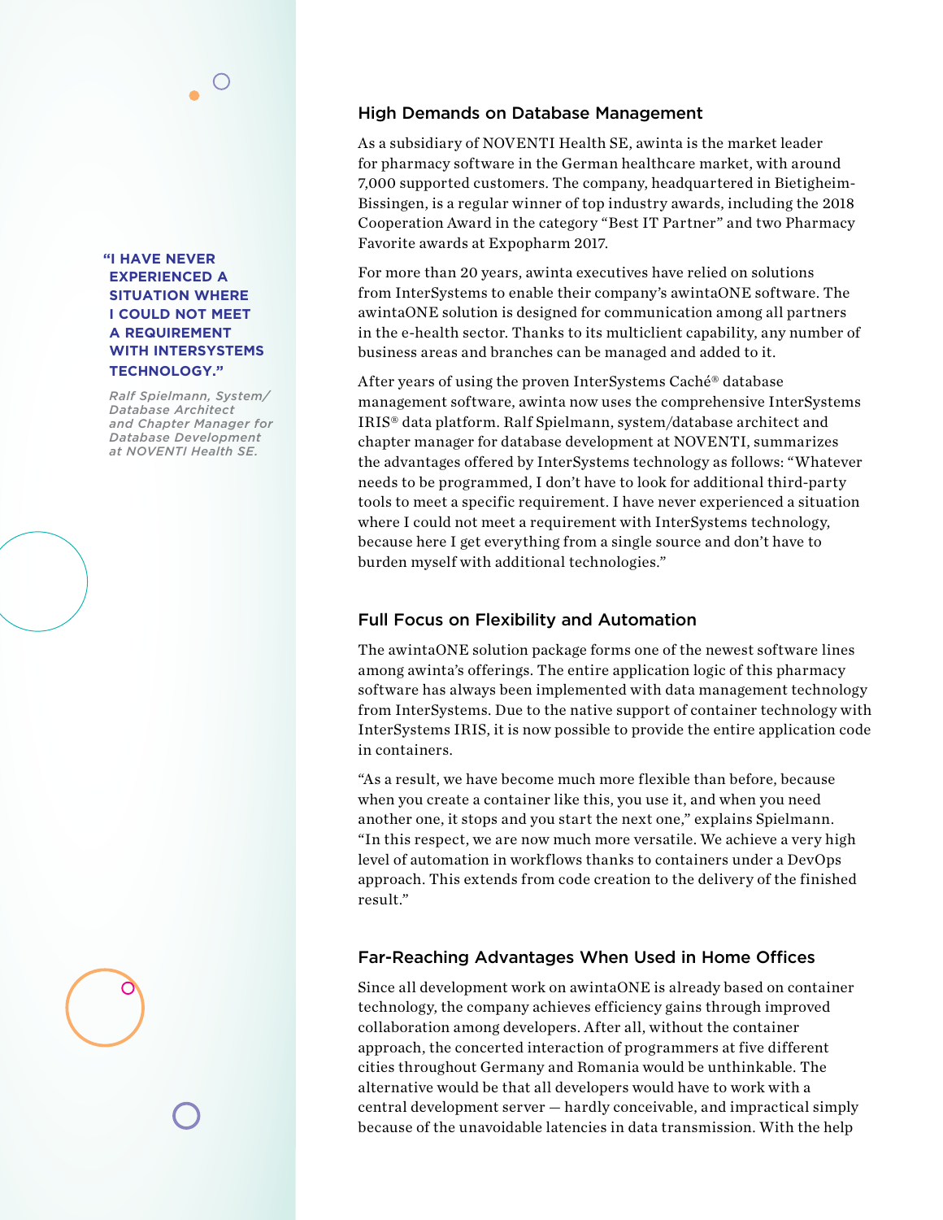> **"I HAVE NEVER EXPERIENCED A SITUATION WHERE I COULD NOT MEET A REQUIREMENT WITH INTERSYSTEMS TECHNOLOGY."**
>
> *Ralf Spielmann, System/ Database Architect and Chapter Manager for Database Development at NOVENTI Health SE.*

## High Demands on Database Management

As a subsidiary of NOVENTI Health SE, awinta is the market leader for pharmacy software in the German healthcare market, with around 7,000 supported customers. The company, headquartered in Bietigheim-Bissingen, is a regular winner of top industry awards, including the 2018 Cooperation Award in the category "Best IT Partner" and two Pharmacy Favorite awards at Expopharm 2017.

For more than 20 years, awinta executives have relied on solutions from InterSystems to enable their company's awintaONE software. The awintaONE solution is designed for communication among all partners in the e-health sector. Thanks to its multiclient capability, any number of business areas and branches can be managed and added to it.

After years of using the proven InterSystems Caché® database management software, awinta now uses the comprehensive InterSystems IRIS® data platform. Ralf Spielmann, system/database architect and chapter manager for database development at NOVENTI, summarizes the advantages offered by InterSystems technology as follows: "Whatever needs to be programmed, I don't have to look for additional third-party tools to meet a specific requirement. I have never experienced a situation where I could not meet a requirement with InterSystems technology, because here I get everything from a single source and don't have to burden myself with additional technologies."

## Full Focus on Flexibility and Automation

The awintaONE solution package forms one of the newest software lines among awinta's offerings. The entire application logic of this pharmacy software has always been implemented with data management technology from InterSystems. Due to the native support of container technology with InterSystems IRIS, it is now possible to provide the entire application code in containers.

"As a result, we have become much more flexible than before, because when you create a container like this, you use it, and when you need another one, it stops and you start the next one," explains Spielmann. "In this respect, we are now much more versatile. We achieve a very high level of automation in workflows thanks to containers under a DevOps approach. This extends from code creation to the delivery of the finished result."

## Far-Reaching Advantages When Used in Home Offices

Since all development work on awintaONE is already based on container technology, the company achieves efficiency gains through improved collaboration among developers. After all, without the container approach, the concerted interaction of programmers at five different cities throughout Germany and Romania would be unthinkable. The alternative would be that all developers would have to work with a central development server — hardly conceivable, and impractical simply because of the unavoidable latencies in data transmission. With the help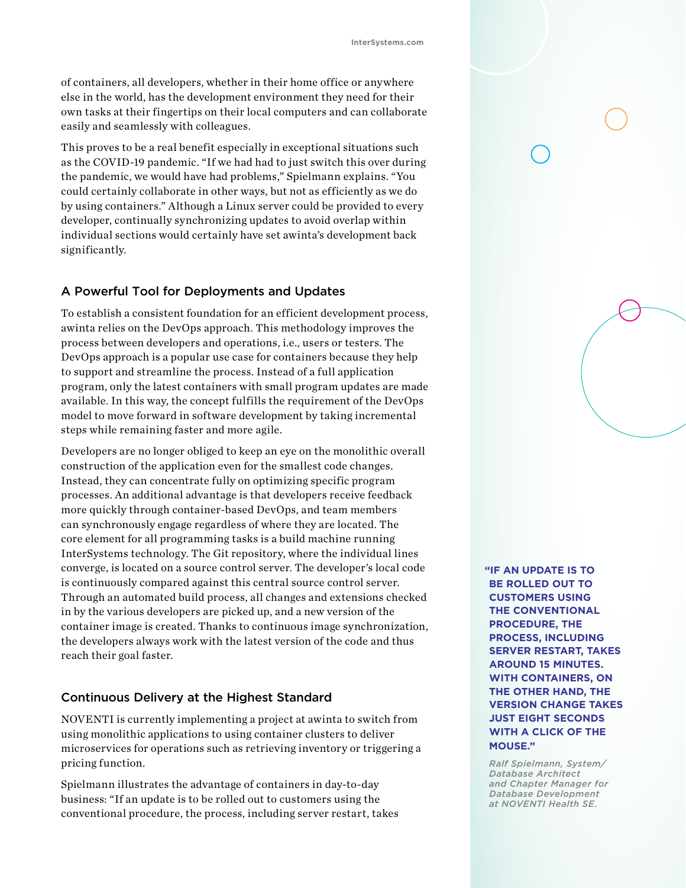of containers, all developers, whether in their home office or anywhere else in the world, has the development environment they need for their own tasks at their fingertips on their local computers and can collaborate easily and seamlessly with colleagues.

This proves to be a real benefit especially in exceptional situations such as the COVID-19 pandemic. "If we had had to just switch this over during the pandemic, we would have had problems," Spielmann explains. "You could certainly collaborate in other ways, but not as efficiently as we do by using containers." Although a Linux server could be provided to every developer, continually synchronizing updates to avoid overlap within individual sections would certainly have set awinta's development back significantly.

## A Powerful Tool for Deployments and Updates

To establish a consistent foundation for an efficient development process, awinta relies on the DevOps approach. This methodology improves the process between developers and operations, i.e., users or testers. The DevOps approach is a popular use case for containers because they help to support and streamline the process. Instead of a full application program, only the latest containers with small program updates are made available. In this way, the concept fulfills the requirement of the DevOps model to move forward in software development by taking incremental steps while remaining faster and more agile.

Developers are no longer obliged to keep an eye on the monolithic overall construction of the application even for the smallest code changes. Instead, they can concentrate fully on optimizing specific program processes. An additional advantage is that developers receive feedback more quickly through container-based DevOps, and team members can synchronously engage regardless of where they are located. The core element for all programming tasks is a build machine running InterSystems technology. The Git repository, where the individual lines converge, is located on a source control server. The developer's local code is continuously compared against this central source control server. Through an automated build process, all changes and extensions checked in by the various developers are picked up, and a new version of the container image is created. Thanks to continuous image synchronization, the developers always work with the latest version of the code and thus reach their goal faster.

## Continuous Delivery at the Highest Standard

NOVENTI is currently implementing a project at awinta to switch from using monolithic applications to using container clusters to deliver microservices for operations such as retrieving inventory or triggering a pricing function.

Spielmann illustrates the advantage of containers in day-to-day business: "If an update is to be rolled out to customers using the conventional procedure, the process, including server restart, takes

> **"IF AN UPDATE IS TO BE ROLLED OUT TO CUSTOMERS USING THE CONVENTIONAL PROCEDURE, THE PROCESS, INCLUDING SERVER RESTART, TAKES AROUND 15 MINUTES. WITH CONTAINERS, ON THE OTHER HAND, THE VERSION CHANGE TAKES JUST EIGHT SECONDS WITH A CLICK OF THE MOUSE."**
>
> *Ralf Spielmann, System/Database Architect and Chapter Manager for Database Development at NOVENTI Health SE.*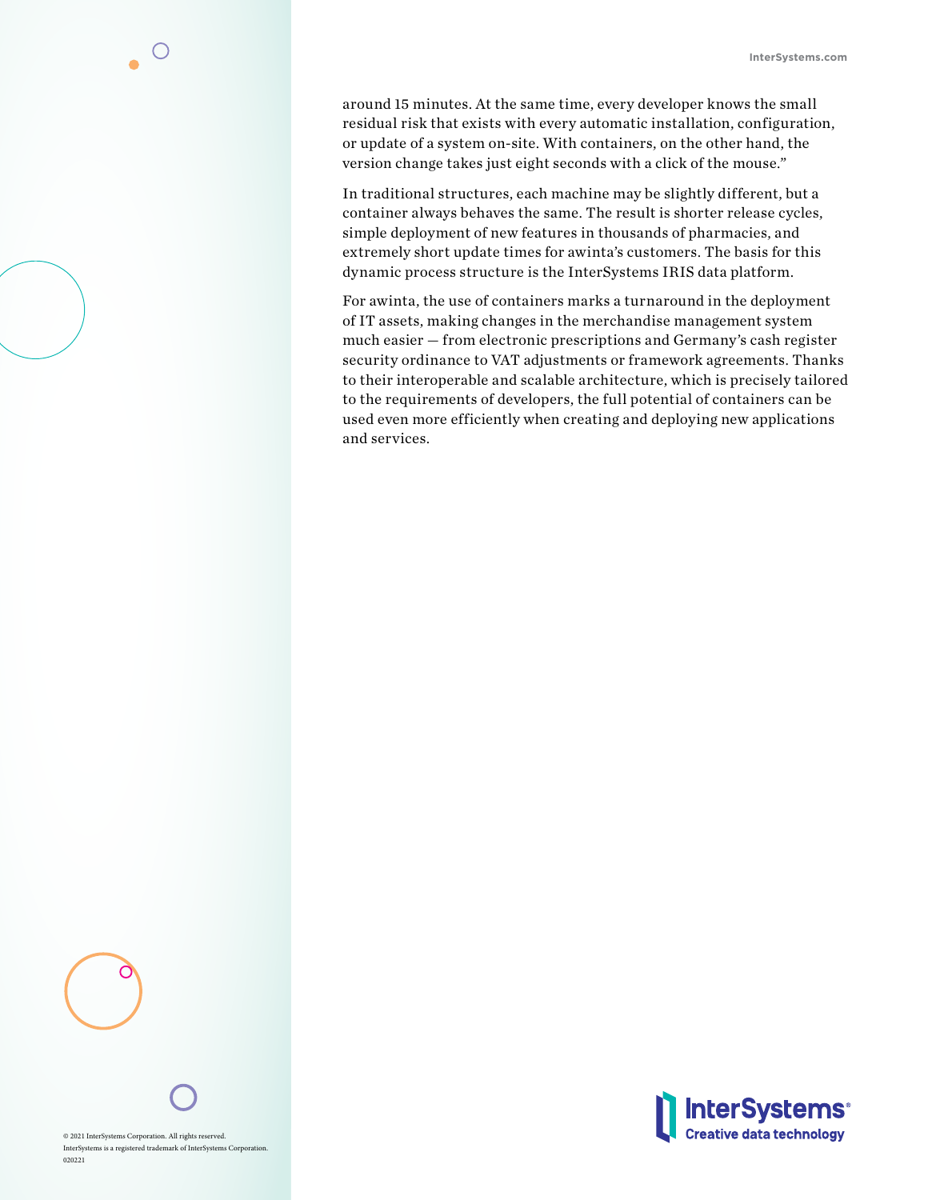around 15 minutes. At the same time, every developer knows the small residual risk that exists with every automatic installation, configuration, or update of a system on-site. With containers, on the other hand, the version change takes just eight seconds with a click of the mouse."

In traditional structures, each machine may be slightly different, but a container always behaves the same. The result is shorter release cycles, simple deployment of new features in thousands of pharmacies, and extremely short update times for awinta's customers. The basis for this dynamic process structure is the InterSystems IRIS data platform.

For awinta, the use of containers marks a turnaround in the deployment of IT assets, making changes in the merchandise management system much easier — from electronic prescriptions and Germany's cash register security ordinance to VAT adjustments or framework agreements. Thanks to their interoperable and scalable architecture, which is precisely tailored to the requirements of developers, the full potential of containers can be used even more efficiently when creating and deploying new applications and services.

© 2021 InterSystems Corporation. All rights reserved.
InterSystems is a registered trademark of InterSystems Corporation.
020221

InterSystems®
Creative data technology